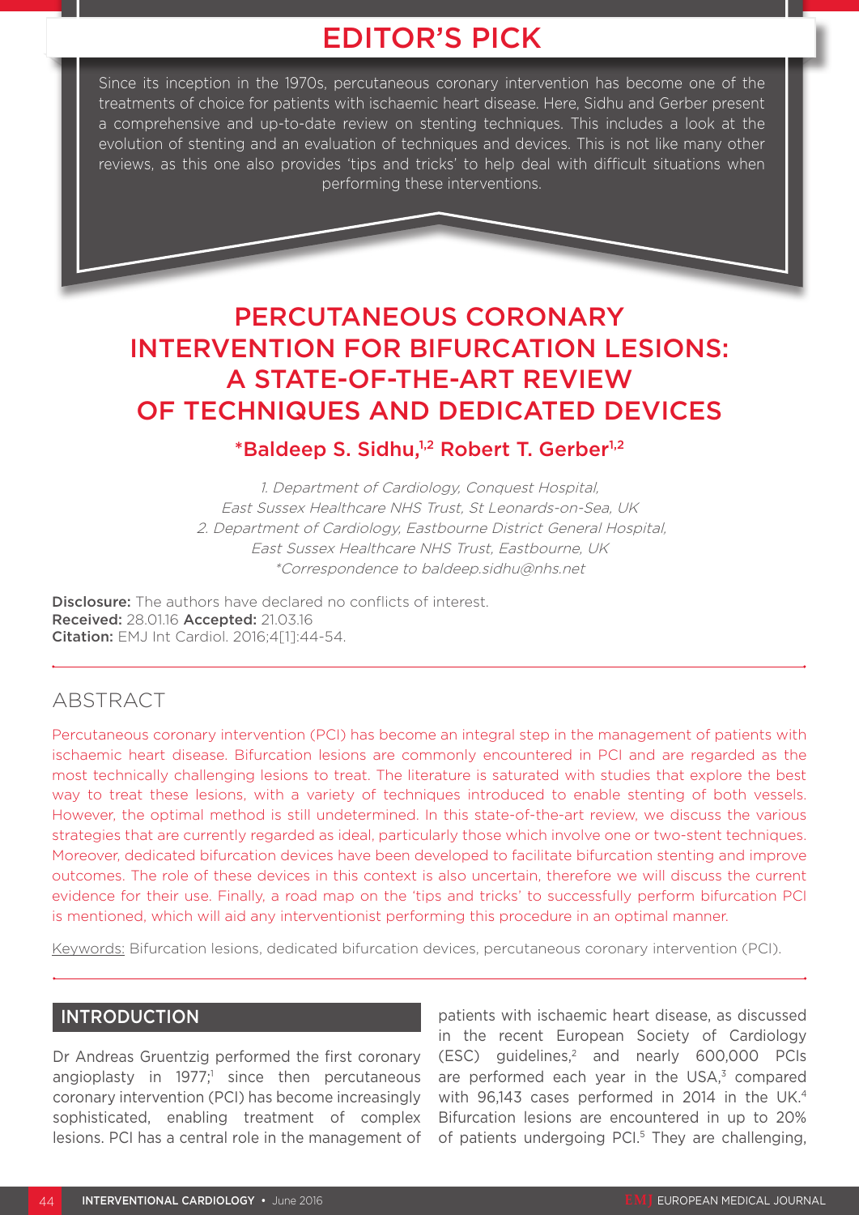## EDITOR'S PICK

Since its inception in the 1970s, percutaneous coronary intervention has become one of the treatments of choice for patients with ischaemic heart disease. Here, Sidhu and Gerber present a comprehensive and up-to-date review on stenting techniques. This includes a look at the evolution of stenting and an evaluation of techniques and devices. This is not like many other reviews, as this one also provides 'tips and tricks' to help deal with difficult situations when performing these interventions.

# PERCUTANEOUS CORONARY INTERVENTION FOR BIFURCATION LESIONS: A STATE-OF-THE-ART REVIEW OF TECHNIQUES AND DEDICATED DEVICES

**\*Baldeep S. Sidhu,[1,2] Robert T. Gerber[1,2]**

*1. Department of Cardiology, Conquest Hospital, East Sussex Healthcare NHS Trust, St Leonards-on-Sea, UK*
*2. Department of Cardiology, Eastbourne District General Hospital, East Sussex Healthcare NHS Trust, Eastbourne, UK*
*\*Correspondence to baldeep.sidhu@nhs.net*

**Disclosure:** The authors have declared no conflicts of interest.
**Received:** 28.01.16 **Accepted:** 21.03.16
**Citation:** EMJ Int Cardiol. 2016;4[1]:44-54.

## ABSTRACT

Percutaneous coronary intervention (PCI) has become an integral step in the management of patients with ischaemic heart disease. Bifurcation lesions are commonly encountered in PCI and are regarded as the most technically challenging lesions to treat. The literature is saturated with studies that explore the best way to treat these lesions, with a variety of techniques introduced to enable stenting of both vessels. However, the optimal method is still undetermined. In this state-of-the-art review, we discuss the various strategies that are currently regarded as ideal, particularly those which involve one or two-stent techniques. Moreover, dedicated bifurcation devices have been developed to facilitate bifurcation stenting and improve outcomes. The role of these devices in this context is also uncertain, therefore we will discuss the current evidence for their use. Finally, a road map on the 'tips and tricks' to successfully perform bifurcation PCI is mentioned, which will aid any interventionist performing this procedure in an optimal manner.

Keywords: Bifurcation lesions, dedicated bifurcation devices, percutaneous coronary intervention (PCI).

## INTRODUCTION

Dr Andreas Gruentzig performed the first coronary angioplasty in 1977;[1] since then percutaneous coronary intervention (PCI) has become increasingly sophisticated, enabling treatment of complex lesions. PCI has a central role in the management of patients with ischaemic heart disease, as discussed in the recent European Society of Cardiology (ESC) guidelines,[2] and nearly 600,000 PCIs are performed each year in the USA,[3] compared with 96,143 cases performed in 2014 in the UK.[4] Bifurcation lesions are encountered in up to 20% of patients undergoing PCI.[5] They are challenging,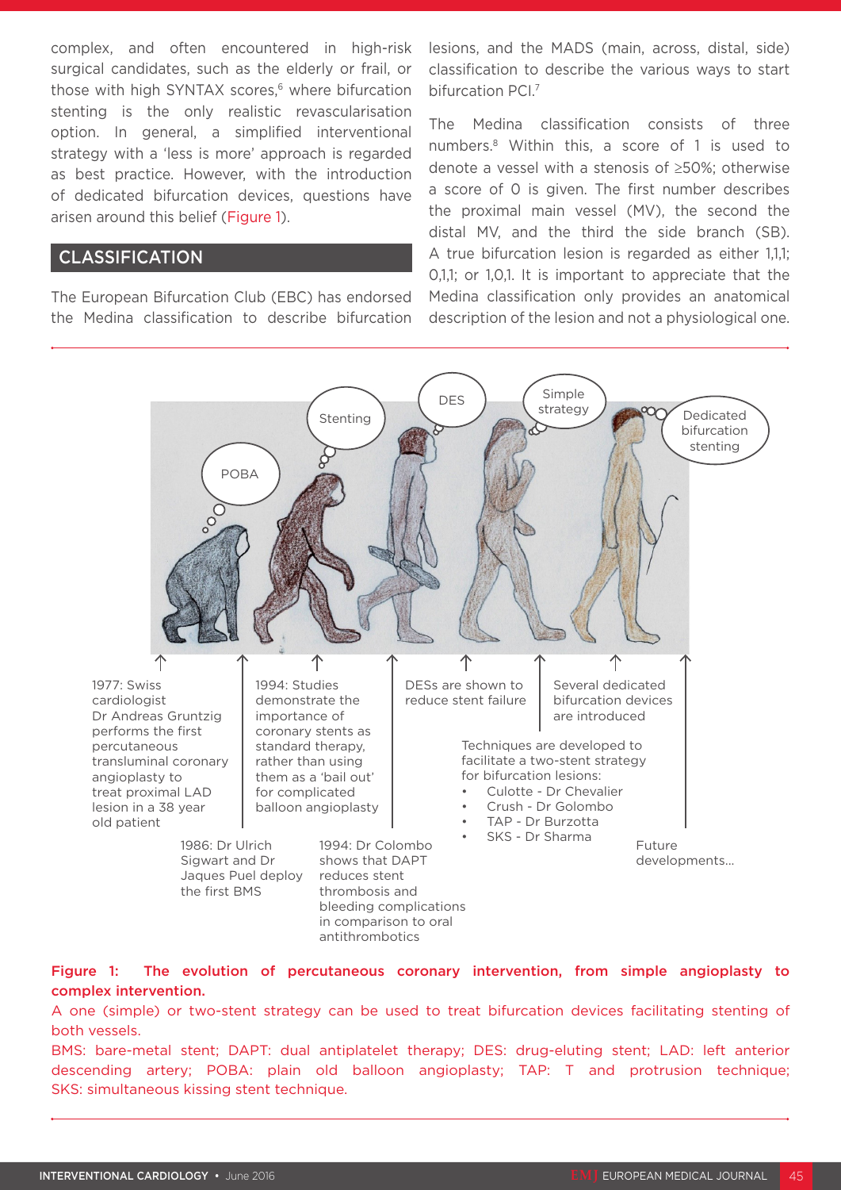complex, and often encountered in high-risk surgical candidates, such as the elderly or frail, or those with high SYNTAX scores,[6] where bifurcation stenting is the only realistic revascularisation option. In general, a simplified interventional strategy with a 'less is more' approach is regarded as best practice. However, with the introduction of dedicated bifurcation devices, questions have arisen around this belief (Figure 1).

## CLASSIFICATION

The European Bifurcation Club (EBC) has endorsed the Medina classification to describe bifurcation lesions, and the MADS (main, across, distal, side) classification to describe the various ways to start bifurcation PCI.[7]

The Medina classification consists of three numbers.[8] Within this, a score of 1 is used to denote a vessel with a stenosis of ≥50%; otherwise a score of 0 is given. The first number describes the proximal main vessel (MV), the second the distal MV, and the third the side branch (SB). A true bifurcation lesion is regarded as either 1,1,1; 0,1,1; or 1,0,1. It is important to appreciate that the Medina classification only provides an anatomical description of the lesion and not a physiological one.

1977: Swiss cardiologist Dr Andreas Gruntzig performs the first percutaneous transluminal coronary angioplasty to treat proximal LAD lesion in a 38 year old patient

1986: Dr Ulrich Sigwart and Dr Jaques Puel deploy the first BMS

1994: Studies demonstrate the importance of coronary stents as standard therapy, rather than using them as a 'bail out' for complicated balloon angioplasty

1994: Dr Colombo shows that DAPT reduces stent thrombosis and bleeding complications in comparison to oral antithrombotics

DESs are shown to reduce stent failure

Techniques are developed to facilitate a two-stent strategy for bifurcation lesions:

- Culotte - Dr Chevalier
- Crush - Dr Golombo
- TAP - Dr Burzotta
- SKS - Dr Sharma

Several dedicated bifurcation devices are introduced

Future developments...

**Figure 1: The evolution of percutaneous coronary intervention, from simple angioplasty to complex intervention.**

A one (simple) or two-stent strategy can be used to treat bifurcation devices facilitating stenting of both vessels.

BMS: bare-metal stent; DAPT: dual antiplatelet therapy; DES: drug-eluting stent; LAD: left anterior descending artery; POBA: plain old balloon angioplasty; TAP: T and protrusion technique; SKS: simultaneous kissing stent technique.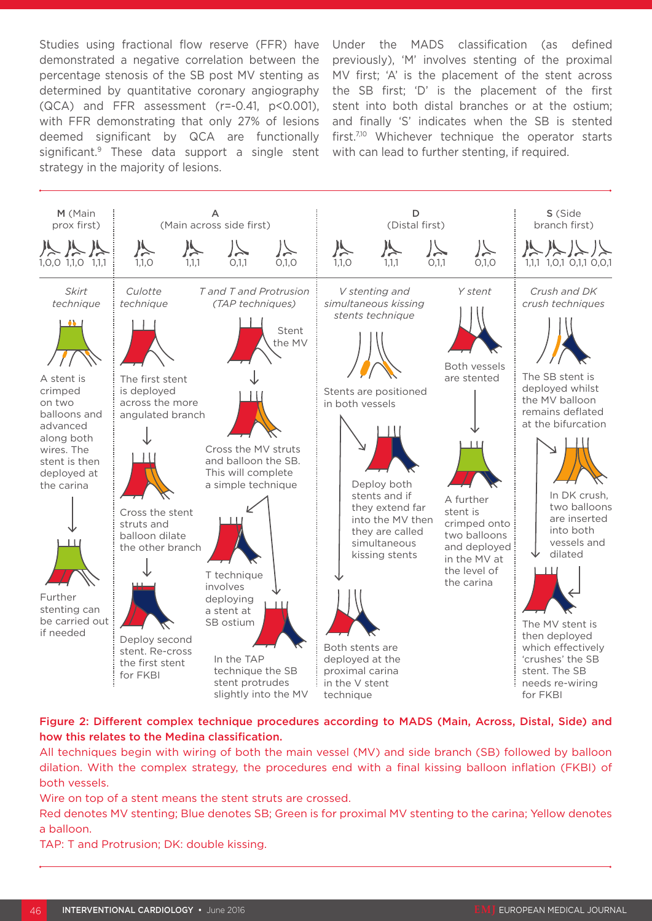Studies using fractional flow reserve (FFR) have demonstrated a negative correlation between the percentage stenosis of the SB post MV stenting as determined by quantitative coronary angiography (QCA) and FFR assessment ($r=-0.41$, $p<0.001$), with FFR demonstrating that only 27% of lesions deemed significant by QCA are functionally significant.[9] These data support a single stent strategy in the majority of lesions.

Under the MADS classification (as defined previously), 'M' involves stenting of the proximal MV first; 'A' is the placement of the stent across the SB first; 'D' is the placement of the first stent into both distal branches or at the ostium; and finally 'S' indicates when the SB is stented first.[7,10] Whichever technique the operator starts with can lead to further stenting, if required.

M (Main prox first) — 1,0,0 1,1,0 1,1,1

A (Main across side first) — 1,1,0 1,1,1 0,1,1 0,1,0

D (Distal first) — 1,1,0 1,1,1 0,1,1 0,1,0

S (Side branch first) — 1,1,1 1,0,1 0,1,1 0,0,1

*Skirt technique*

A stent is crimped on two balloons and advanced along both wires. The stent is then deployed at the carina

Further stenting can be carried out if needed

*Culotte technique*

The first stent is deployed across the more angulated branch

Cross the stent struts and balloon dilate the other branch

Deploy second stent. Re-cross the first stent for FKBI

*T and T and Protrusion (TAP techniques)*

Stent the MV

Cross the MV struts and balloon the SB. This will complete a simple technique

T technique involves deploying a stent at SB ostium

In the TAP technique the SB stent protrudes slightly into the MV

*V stenting and simultaneous kissing stents technique*

Stents are positioned in both vessels

Deploy both stents and if they extend far into the MV then they are called simultaneous kissing stents

Both stents are deployed at the proximal carina in the V stent technique

*Y stent*

Both vessels are stented

A further stent is crimped onto two balloons and deployed in the MV at the level of the carina

*Crush and DK crush techniques*

The SB stent is deployed whilst the MV balloon remains deflated at the bifurcation

In DK crush, two balloons are inserted into both vessels and dilated

The MV stent is then deployed which effectively 'crushes' the SB stent. The SB needs re-wiring for FKBI

**Figure 2: Different complex technique procedures according to MADS (Main, Across, Distal, Side) and how this relates to the Medina classification.**

All techniques begin with wiring of both the main vessel (MV) and side branch (SB) followed by balloon dilation. With the complex strategy, the procedures end with a final kissing balloon inflation (FKBI) of both vessels.

Wire on top of a stent means the stent struts are crossed.

Red denotes MV stenting; Blue denotes SB; Green is for proximal MV stenting to the carina; Yellow denotes a balloon.

TAP: T and Protrusion; DK: double kissing.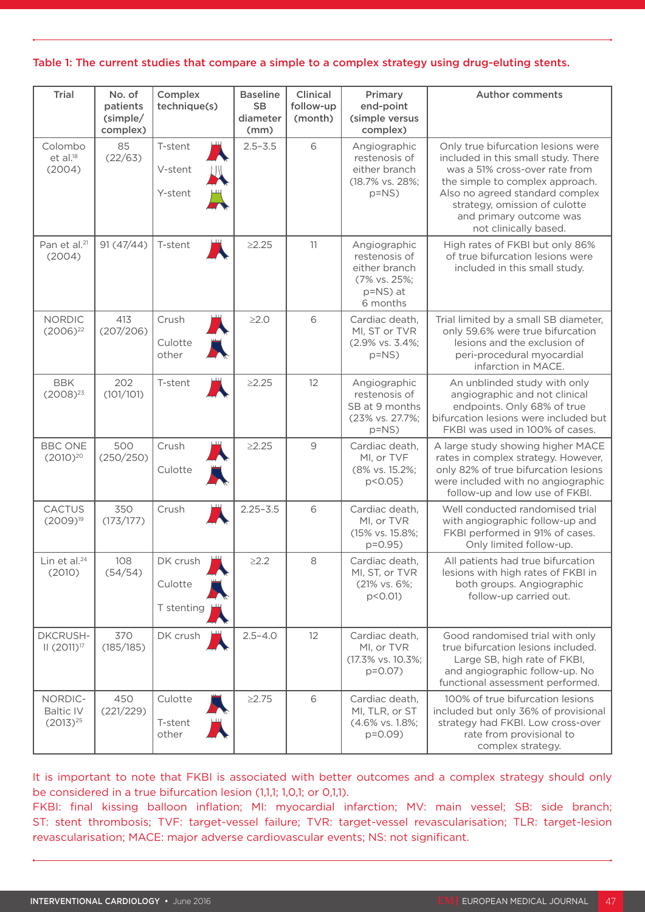**Table 1: The current studies that compare a simple to a complex strategy using drug-eluting stents.**

| Trial | No. of patients (simple/ complex) | Complex technique(s) | Baseline SB diameter (mm) | Clinical follow-up (month) | Primary end-point (simple versus complex) | Author comments |
|---|---|---|---|---|---|---|
| Colombo et al.[18] (2004) | 85 (22/63) | T-stent<br>V-stent<br>Y-stent | 2.5–3.5 | 6 | Angiographic restenosis of either branch (18.7% vs. 28%; p=NS) | Only true bifurcation lesions were included in this small study. There was a 51% cross-over rate from the simple to complex approach. Also no agreed standard complex strategy, omission of culotte and primary outcome was not clinically based. |
| Pan et al.[21] (2004) | 91 (47/44) | T-stent | ≥2.25 | 11 | Angiographic restenosis of either branch (7% vs. 25%; p=NS) at 6 months | High rates of FKBI but only 86% of true bifurcation lesions were included in this small study. |
| NORDIC (2006)[22] | 413 (207/206) | Crush<br>Culotte other | ≥2.0 | 6 | Cardiac death, MI, ST or TVR (2.9% vs. 3.4%; p=NS) | Trial limited by a small SB diameter, only 59.6% were true bifurcation lesions and the exclusion of peri-procedural myocardial infarction in MACE. |
| BBK (2008)[23] | 202 (101/101) | T-stent | ≥2.25 | 12 | Angiographic restenosis of SB at 9 months (23% vs. 27.7%; p=NS) | An unblinded study with only angiographic and not clinical endpoints. Only 68% of true bifurcation lesions were included but FKBI was used in 100% of cases. |
| BBC ONE (2010)[20] | 500 (250/250) | Crush<br>Culotte | ≥2.25 | 9 | Cardiac death, MI, or TVF (8% vs. 15.2%; p<0.05) | A large study showing higher MACE rates in complex strategy. However, only 82% of true bifurcation lesions were included with no angiographic follow-up and low use of FKBI. |
| CACTUS (2009)[19] | 350 (173/177) | Crush | 2.25–3.5 | 6 | Cardiac death, MI, or TVR (15% vs. 15.8%; p=0.95) | Well conducted randomised trial with angiographic follow-up and FKBI performed in 91% of cases. Only limited follow-up. |
| Lin et al.[24] (2010) | 108 (54/54) | DK crush<br>Culotte<br>T stenting | ≥2.2 | 8 | Cardiac death, MI, ST, or TVR (21% vs. 6%; p<0.01) | All patients had true bifurcation lesions with high rates of FKBI in both groups. Angiographic follow-up carried out. |
| DKCRUSH-II (2011)[17] | 370 (185/185) | DK crush | 2.5–4.0 | 12 | Cardiac death, MI, or TVR (17.3% vs. 10.3%; p=0.07) | Good randomised trial with only true bifurcation lesions included. Large SB, high rate of FKBI, and angiographic follow-up. No functional assessment performed. |
| NORDIC-Baltic IV (2013)[25] | 450 (221/229) | Culotte<br>T-stent other | ≥2.75 | 6 | Cardiac death, MI, TLR, or ST (4.6% vs. 1.8%; p=0.09) | 100% of true bifurcation lesions included but only 36% of provisional strategy had FKBI. Low cross-over rate from provisional to complex strategy. |

It is important to note that FKBI is associated with better outcomes and a complex strategy should only be considered in a true bifurcation lesion (1,1,1; 1,0,1; or 0,1,1).

FKBI: final kissing balloon inflation; MI: myocardial infarction; MV: main vessel; SB: side branch; ST: stent thrombosis; TVF: target-vessel failure; TVR: target-vessel revascularisation; TLR: target-lesion revascularisation; MACE: major adverse cardiovascular events; NS: not significant.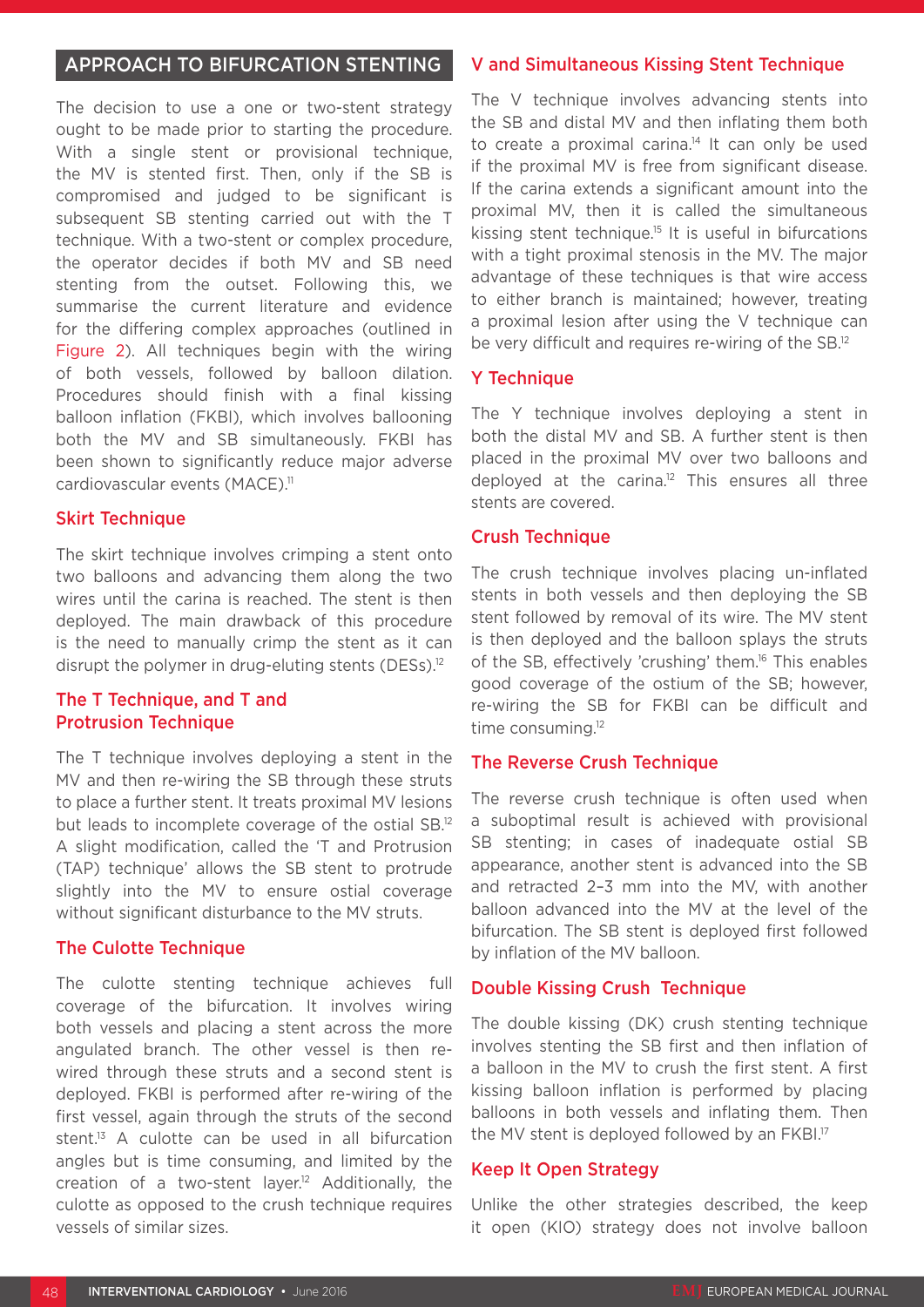## APPROACH TO BIFURCATION STENTING

The decision to use a one or two-stent strategy ought to be made prior to starting the procedure. With a single stent or provisional technique, the MV is stented first. Then, only if the SB is compromised and judged to be significant is subsequent SB stenting carried out with the T technique. With a two-stent or complex procedure, the operator decides if both MV and SB need stenting from the outset. Following this, we summarise the current literature and evidence for the differing complex approaches (outlined in Figure 2). All techniques begin with the wiring of both vessels, followed by balloon dilation. Procedures should finish with a final kissing balloon inflation (FKBI), which involves ballooning both the MV and SB simultaneously. FKBI has been shown to significantly reduce major adverse cardiovascular events (MACE).[11]

### Skirt Technique

The skirt technique involves crimping a stent onto two balloons and advancing them along the two wires until the carina is reached. The stent is then deployed. The main drawback of this procedure is the need to manually crimp the stent as it can disrupt the polymer in drug-eluting stents (DESs).[12]

### The T Technique, and T and Protrusion Technique

The T technique involves deploying a stent in the MV and then re-wiring the SB through these struts to place a further stent. It treats proximal MV lesions but leads to incomplete coverage of the ostial SB.[12] A slight modification, called the 'T and Protrusion (TAP) technique' allows the SB stent to protrude slightly into the MV to ensure ostial coverage without significant disturbance to the MV struts.

### The Culotte Technique

The culotte stenting technique achieves full coverage of the bifurcation. It involves wiring both vessels and placing a stent across the more angulated branch. The other vessel is then re-wired through these struts and a second stent is deployed. FKBI is performed after re-wiring of the first vessel, again through the struts of the second stent.[13] A culotte can be used in all bifurcation angles but is time consuming, and limited by the creation of a two-stent layer.[12] Additionally, the culotte as opposed to the crush technique requires vessels of similar sizes.

### V and Simultaneous Kissing Stent Technique

The V technique involves advancing stents into the SB and distal MV and then inflating them both to create a proximal carina.[14] It can only be used if the proximal MV is free from significant disease. If the carina extends a significant amount into the proximal MV, then it is called the simultaneous kissing stent technique.[15] It is useful in bifurcations with a tight proximal stenosis in the MV. The major advantage of these techniques is that wire access to either branch is maintained; however, treating a proximal lesion after using the V technique can be very difficult and requires re-wiring of the SB.[12]

### Y Technique

The Y technique involves deploying a stent in both the distal MV and SB. A further stent is then placed in the proximal MV over two balloons and deployed at the carina.[12] This ensures all three stents are covered.

### Crush Technique

The crush technique involves placing un-inflated stents in both vessels and then deploying the SB stent followed by removal of its wire. The MV stent is then deployed and the balloon splays the struts of the SB, effectively 'crushing' them.[16] This enables good coverage of the ostium of the SB; however, re-wiring the SB for FKBI can be difficult and time consuming.[12]

### The Reverse Crush Technique

The reverse crush technique is often used when a suboptimal result is achieved with provisional SB stenting; in cases of inadequate ostial SB appearance, another stent is advanced into the SB and retracted 2–3 mm into the MV, with another balloon advanced into the MV at the level of the bifurcation. The SB stent is deployed first followed by inflation of the MV balloon.

### Double Kissing Crush Technique

The double kissing (DK) crush stenting technique involves stenting the SB first and then inflation of a balloon in the MV to crush the first stent. A first kissing balloon inflation is performed by placing balloons in both vessels and inflating them. Then the MV stent is deployed followed by an FKBI.[17]

### Keep It Open Strategy

Unlike the other strategies described, the keep it open (KIO) strategy does not involve balloon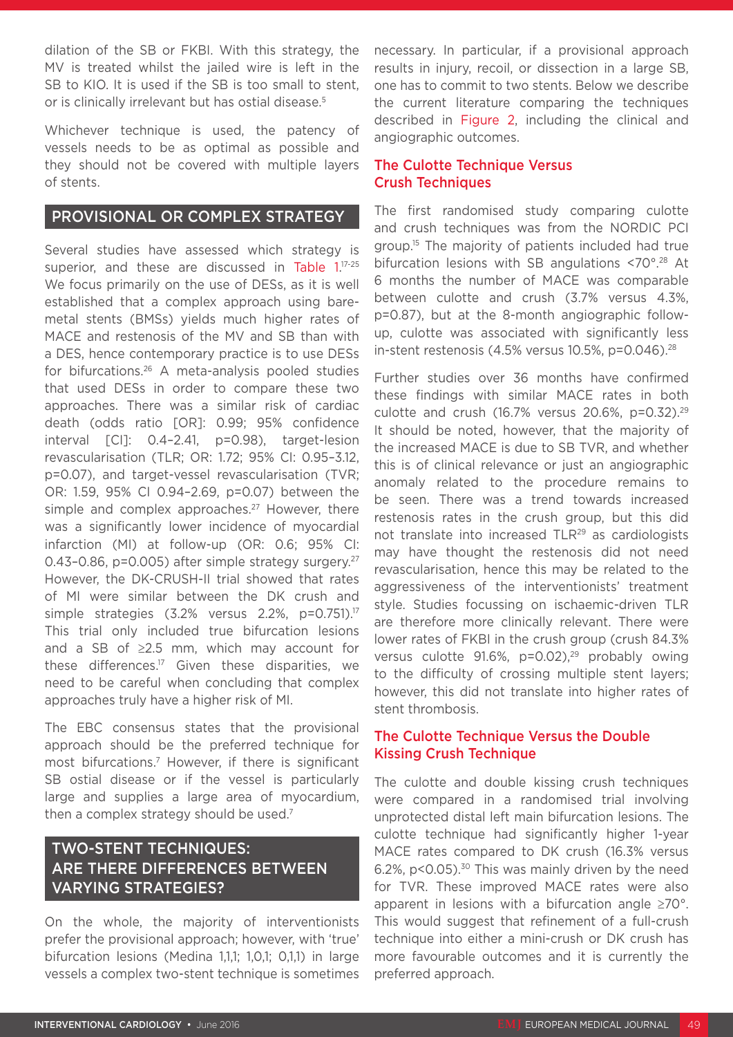dilation of the SB or FKBI. With this strategy, the MV is treated whilst the jailed wire is left in the SB to KIO. It is used if the SB is too small to stent, or is clinically irrelevant but has ostial disease.[5]

Whichever technique is used, the patency of vessels needs to be as optimal as possible and they should not be covered with multiple layers of stents.

## PROVISIONAL OR COMPLEX STRATEGY

Several studies have assessed which strategy is superior, and these are discussed in Table 1.[17-25] We focus primarily on the use of DESs, as it is well established that a complex approach using bare-metal stents (BMSs) yields much higher rates of MACE and restenosis of the MV and SB than with a DES, hence contemporary practice is to use DESs for bifurcations.[26] A meta-analysis pooled studies that used DESs in order to compare these two approaches. There was a similar risk of cardiac death (odds ratio [OR]: 0.99; 95% confidence interval [CI]: 0.4–2.41, p=0.98), target-lesion revascularisation (TLR; OR: 1.72; 95% CI: 0.95–3.12, p=0.07), and target-vessel revascularisation (TVR; OR: 1.59, 95% CI 0.94–2.69, p=0.07) between the simple and complex approaches.[27] However, there was a significantly lower incidence of myocardial infarction (MI) at follow-up (OR: 0.6; 95% CI: 0.43–0.86, p=0.005) after simple strategy surgery.[27] However, the DK-CRUSH-II trial showed that rates of MI were similar between the DK crush and simple strategies (3.2% versus 2.2%, p=0.751).[17] This trial only included true bifurcation lesions and a SB of ≥2.5 mm, which may account for these differences.[17] Given these disparities, we need to be careful when concluding that complex approaches truly have a higher risk of MI.

The EBC consensus states that the provisional approach should be the preferred technique for most bifurcations.[7] However, if there is significant SB ostial disease or if the vessel is particularly large and supplies a large area of myocardium, then a complex strategy should be used.[7]

## TWO-STENT TECHNIQUES: ARE THERE DIFFERENCES BETWEEN VARYING STRATEGIES?

On the whole, the majority of interventionists prefer the provisional approach; however, with 'true' bifurcation lesions (Medina 1,1,1; 1,0,1; 0,1,1) in large vessels a complex two-stent technique is sometimes necessary. In particular, if a provisional approach results in injury, recoil, or dissection in a large SB, one has to commit to two stents. Below we describe the current literature comparing the techniques described in Figure 2, including the clinical and angiographic outcomes.

### The Culotte Technique Versus Crush Techniques

The first randomised study comparing culotte and crush techniques was from the NORDIC PCI group.[15] The majority of patients included had true bifurcation lesions with SB angulations <70°.[28] At 6 months the number of MACE was comparable between culotte and crush (3.7% versus 4.3%, p=0.87), but at the 8-month angiographic follow-up, culotte was associated with significantly less in-stent restenosis (4.5% versus 10.5%, p=0.046).[28]

Further studies over 36 months have confirmed these findings with similar MACE rates in both culotte and crush (16.7% versus 20.6%, p=0.32).[29] It should be noted, however, that the majority of the increased MACE is due to SB TVR, and whether this is of clinical relevance or just an angiographic anomaly related to the procedure remains to be seen. There was a trend towards increased restenosis rates in the crush group, but this did not translate into increased TLR[29] as cardiologists may have thought the restenosis did not need revascularisation, hence this may be related to the aggressiveness of the interventionists' treatment style. Studies focussing on ischaemic-driven TLR are therefore more clinically relevant. There were lower rates of FKBI in the crush group (crush 84.3% versus culotte 91.6%, p=0.02),[29] probably owing to the difficulty of crossing multiple stent layers; however, this did not translate into higher rates of stent thrombosis.

### The Culotte Technique Versus the Double Kissing Crush Technique

The culotte and double kissing crush techniques were compared in a randomised trial involving unprotected distal left main bifurcation lesions. The culotte technique had significantly higher 1-year MACE rates compared to DK crush (16.3% versus 6.2%, p<0.05).[30] This was mainly driven by the need for TVR. These improved MACE rates were also apparent in lesions with a bifurcation angle ≥70°. This would suggest that refinement of a full-crush technique into either a mini-crush or DK crush has more favourable outcomes and it is currently the preferred approach.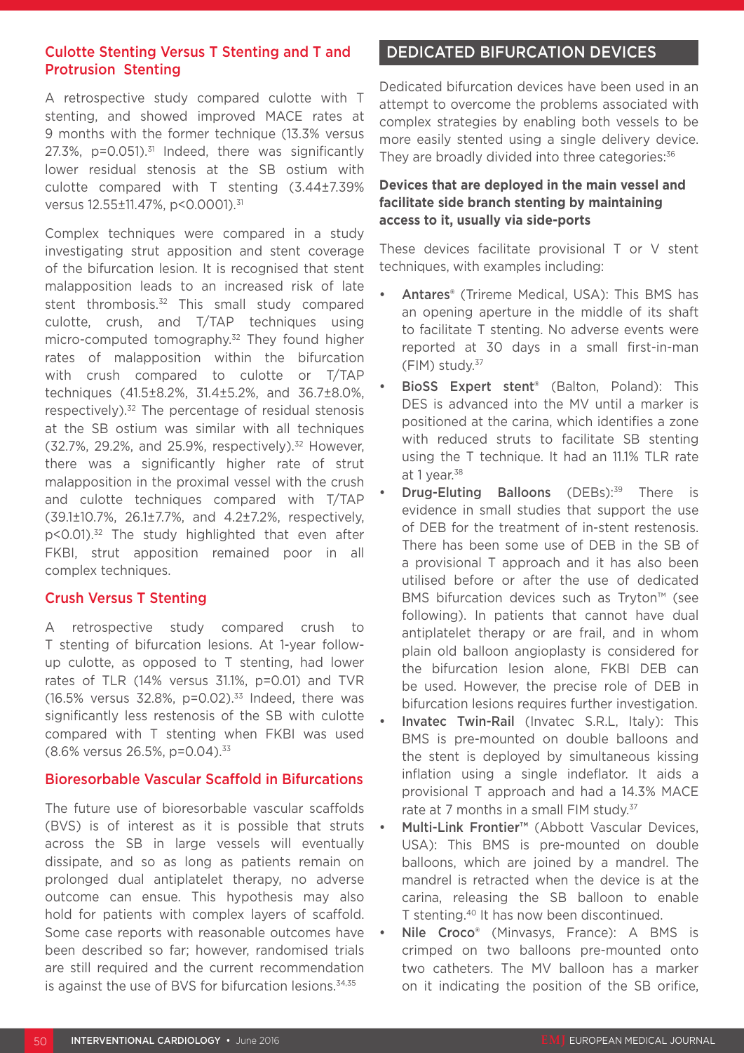### Culotte Stenting Versus T Stenting and T and Protrusion Stenting

A retrospective study compared culotte with T stenting, and showed improved MACE rates at 9 months with the former technique (13.3% versus 27.3%, p=0.051).[31] Indeed, there was significantly lower residual stenosis at the SB ostium with culotte compared with T stenting (3.44±7.39% versus 12.55±11.47%, p<0.0001).[31]

Complex techniques were compared in a study investigating strut apposition and stent coverage of the bifurcation lesion. It is recognised that stent malapposition leads to an increased risk of late stent thrombosis.[32] This small study compared culotte, crush, and T/TAP techniques using micro-computed tomography.[32] They found higher rates of malapposition within the bifurcation with crush compared to culotte or T/TAP techniques (41.5±8.2%, 31.4±5.2%, and 36.7±8.0%, respectively).[32] The percentage of residual stenosis at the SB ostium was similar with all techniques (32.7%, 29.2%, and 25.9%, respectively).[32] However, there was a significantly higher rate of strut malapposition in the proximal vessel with the crush and culotte techniques compared with T/TAP (39.1±10.7%, 26.1±7.7%, and 4.2±7.2%, respectively, p<0.01).[32] The study highlighted that even after FKBI, strut apposition remained poor in all complex techniques.

### Crush Versus T Stenting

A retrospective study compared crush to T stenting of bifurcation lesions. At 1-year follow-up culotte, as opposed to T stenting, had lower rates of TLR (14% versus 31.1%, p=0.01) and TVR (16.5% versus 32.8%, p=0.02).[33] Indeed, there was significantly less restenosis of the SB with culotte compared with T stenting when FKBI was used (8.6% versus 26.5%, p=0.04).[33]

### Bioresorbable Vascular Scaffold in Bifurcations

The future use of bioresorbable vascular scaffolds (BVS) is of interest as it is possible that struts across the SB in large vessels will eventually dissipate, and so as long as patients remain on prolonged dual antiplatelet therapy, no adverse outcome can ensue. This hypothesis may also hold for patients with complex layers of scaffold. Some case reports with reasonable outcomes have been described so far; however, randomised trials are still required and the current recommendation is against the use of BVS for bifurcation lesions.[34,35]

## DEDICATED BIFURCATION DEVICES

Dedicated bifurcation devices have been used in an attempt to overcome the problems associated with complex strategies by enabling both vessels to be more easily stented using a single delivery device. They are broadly divided into three categories:[36]

**Devices that are deployed in the main vessel and facilitate side branch stenting by maintaining access to it, usually via side-ports**

These devices facilitate provisional T or V stent techniques, with examples including:

- Antares® (Trireme Medical, USA): This BMS has an opening aperture in the middle of its shaft to facilitate T stenting. No adverse events were reported at 30 days in a small first-in-man (FIM) study.[37]
- BioSS Expert stent® (Balton, Poland): This DES is advanced into the MV until a marker is positioned at the carina, which identifies a zone with reduced struts to facilitate SB stenting using the T technique. It had an 11.1% TLR rate at 1 year.[38]
- Drug-Eluting Balloons (DEBs):[39] There is evidence in small studies that support the use of DEB for the treatment of in-stent restenosis. There has been some use of DEB in the SB of a provisional T approach and it has also been utilised before or after the use of dedicated BMS bifurcation devices such as Tryton™ (see following). In patients that cannot have dual antiplatelet therapy or are frail, and in whom plain old balloon angioplasty is considered for the bifurcation lesion alone, FKBI DEB can be used. However, the precise role of DEB in bifurcation lesions requires further investigation.
- Invatec Twin-Rail (Invatec S.R.L, Italy): This BMS is pre-mounted on double balloons and the stent is deployed by simultaneous kissing inflation using a single indeflator. It aids a provisional T approach and had a 14.3% MACE rate at 7 months in a small FIM study.[37]
- Multi-Link Frontier™ (Abbott Vascular Devices, USA): This BMS is pre-mounted on double balloons, which are joined by a mandrel. The mandrel is retracted when the device is at the carina, releasing the SB balloon to enable T stenting.[40] It has now been discontinued.
- Nile Croco® (Minvasys, France): A BMS is crimped on two balloons pre-mounted onto two catheters. The MV balloon has a marker on it indicating the position of the SB orifice,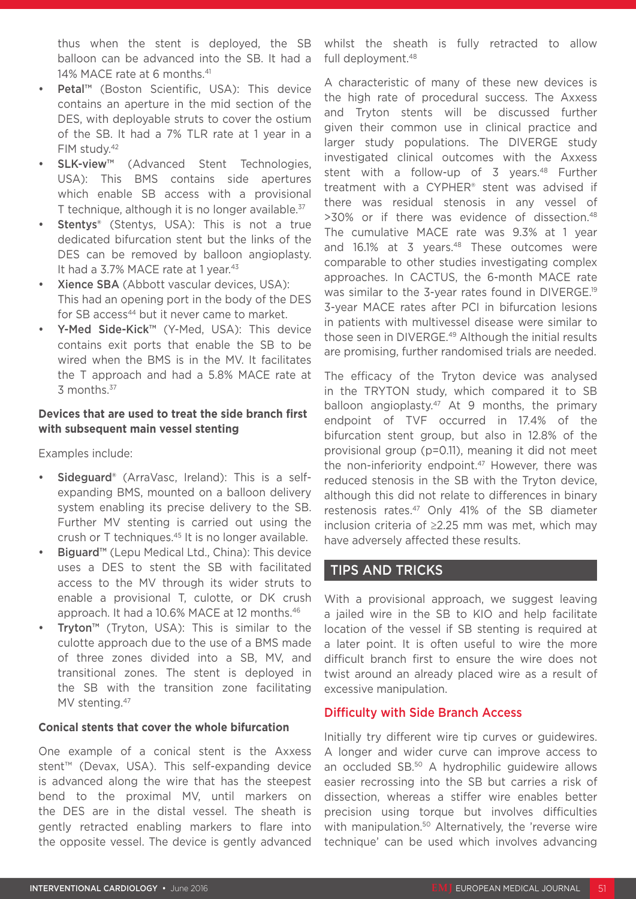thus when the stent is deployed, the SB balloon can be advanced into the SB. It had a 14% MACE rate at 6 months.[41]

- **Petal™** (Boston Scientific, USA): This device contains an aperture in the mid section of the DES, with deployable struts to cover the ostium of the SB. It had a 7% TLR rate at 1 year in a FIM study.[42]
- **SLK-view™** (Advanced Stent Technologies, USA): This BMS contains side apertures which enable SB access with a provisional T technique, although it is no longer available.[37]
- **Stentys®** (Stentys, USA): This is not a true dedicated bifurcation stent but the links of the DES can be removed by balloon angioplasty. It had a 3.7% MACE rate at 1 year.[43]
- **Xience SBA** (Abbott vascular devices, USA): This had an opening port in the body of the DES for SB access[44] but it never came to market.
- **Y-Med Side-Kick™** (Y-Med, USA): This device contains exit ports that enable the SB to be wired when the BMS is in the MV. It facilitates the T approach and had a 5.8% MACE rate at 3 months.[37]

#### Devices that are used to treat the side branch first with subsequent main vessel stenting

Examples include:

- **Sideguard®** (ArraVasc, Ireland): This is a self-expanding BMS, mounted on a balloon delivery system enabling its precise delivery to the SB. Further MV stenting is carried out using the crush or T techniques.[45] It is no longer available.
- **Biguard™** (Lepu Medical Ltd., China): This device uses a DES to stent the SB with facilitated access to the MV through its wider struts to enable a provisional T, culotte, or DK crush approach. It had a 10.6% MACE at 12 months.[46]
- **Tryton™** (Tryton, USA): This is similar to the culotte approach due to the use of a BMS made of three zones divided into a SB, MV, and transitional zones. The stent is deployed in the SB with the transition zone facilitating MV stenting.[47]

#### Conical stents that cover the whole bifurcation

One example of a conical stent is the Axxess stent™ (Devax, USA). This self-expanding device is advanced along the wire that has the steepest bend to the proximal MV, until markers on the DES are in the distal vessel. The sheath is gently retracted enabling markers to flare into the opposite vessel. The device is gently advanced whilst the sheath is fully retracted to allow full deployment.[48]

A characteristic of many of these new devices is the high rate of procedural success. The Axxess and Tryton stents will be discussed further given their common use in clinical practice and larger study populations. The DIVERGE study investigated clinical outcomes with the Axxess stent with a follow-up of 3 years.[48] Further treatment with a CYPHER® stent was advised if there was residual stenosis in any vessel of >30% or if there was evidence of dissection.[48] The cumulative MACE rate was 9.3% at 1 year and 16.1% at 3 years.[48] These outcomes were comparable to other studies investigating complex approaches. In CACTUS, the 6-month MACE rate was similar to the 3-year rates found in DIVERGE.[19] 3-year MACE rates after PCI in bifurcation lesions in patients with multivessel disease were similar to those seen in DIVERGE.[49] Although the initial results are promising, further randomised trials are needed.

The efficacy of the Tryton device was analysed in the TRYTON study, which compared it to SB balloon angioplasty.[47] At 9 months, the primary endpoint of TVF occurred in 17.4% of the bifurcation stent group, but also in 12.8% of the provisional group ($p=0.11$), meaning it did not meet the non-inferiority endpoint.[47] However, there was reduced stenosis in the SB with the Tryton device, although this did not relate to differences in binary restenosis rates.[47] Only 41% of the SB diameter inclusion criteria of ≥2.25 mm was met, which may have adversely affected these results.

## TIPS AND TRICKS

With a provisional approach, we suggest leaving a jailed wire in the SB to KIO and help facilitate location of the vessel if SB stenting is required at a later point. It is often useful to wire the more difficult branch first to ensure the wire does not twist around an already placed wire as a result of excessive manipulation.

### Difficulty with Side Branch Access

Initially try different wire tip curves or guidewires. A longer and wider curve can improve access to an occluded SB.[50] A hydrophilic guidewire allows easier recrossing into the SB but carries a risk of dissection, whereas a stiffer wire enables better precision using torque but involves difficulties with manipulation.[50] Alternatively, the 'reverse wire technique' can be used which involves advancing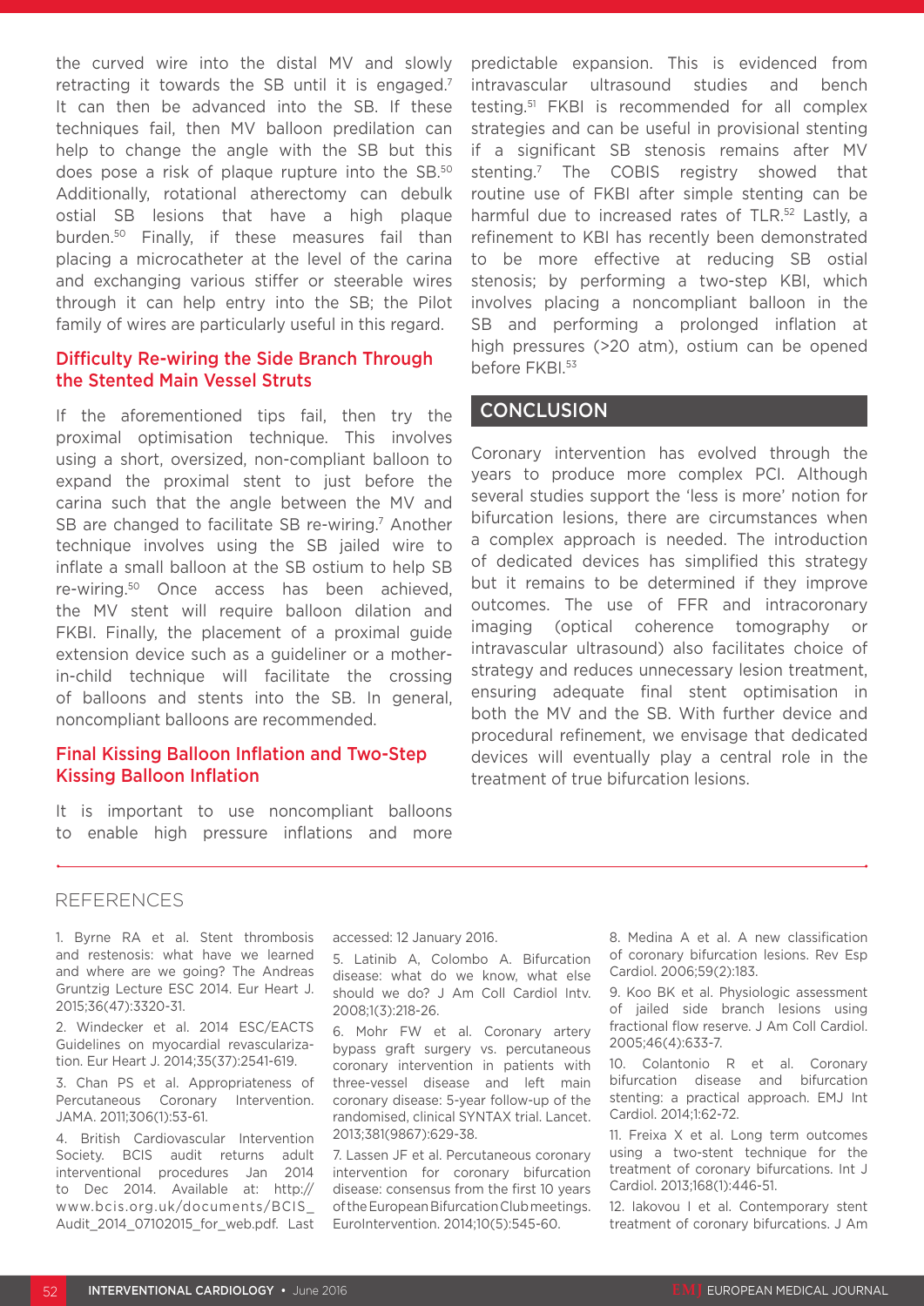the curved wire into the distal MV and slowly retracting it towards the SB until it is engaged.[7] It can then be advanced into the SB. If these techniques fail, then MV balloon predilation can help to change the angle with the SB but this does pose a risk of plaque rupture into the SB.[50] Additionally, rotational atherectomy can debulk ostial SB lesions that have a high plaque burden.[50] Finally, if these measures fail than placing a microcatheter at the level of the carina and exchanging various stiffer or steerable wires through it can help entry into the SB; the Pilot family of wires are particularly useful in this regard.

### Difficulty Re-wiring the Side Branch Through the Stented Main Vessel Struts

If the aforementioned tips fail, then try the proximal optimisation technique. This involves using a short, oversized, non-compliant balloon to expand the proximal stent to just before the carina such that the angle between the MV and SB are changed to facilitate SB re-wiring.[7] Another technique involves using the SB jailed wire to inflate a small balloon at the SB ostium to help SB re-wiring.[50] Once access has been achieved, the MV stent will require balloon dilation and FKBI. Finally, the placement of a proximal guide extension device such as a guideliner or a mother-in-child technique will facilitate the crossing of balloons and stents into the SB. In general, noncompliant balloons are recommended.

### Final Kissing Balloon Inflation and Two-Step Kissing Balloon Inflation

It is important to use noncompliant balloons to enable high pressure inflations and more predictable expansion. This is evidenced from intravascular ultrasound studies and bench testing.[51] FKBI is recommended for all complex strategies and can be useful in provisional stenting if a significant SB stenosis remains after MV stenting.[7] The COBIS registry showed that routine use of FKBI after simple stenting can be harmful due to increased rates of TLR.[52] Lastly, a refinement to KBI has recently been demonstrated to be more effective at reducing SB ostial stenosis; by performing a two-step KBI, which involves placing a noncompliant balloon in the SB and performing a prolonged inflation at high pressures (>20 atm), ostium can be opened before FKBI.[53]

## CONCLUSION

Coronary intervention has evolved through the years to produce more complex PCI. Although several studies support the 'less is more' notion for bifurcation lesions, there are circumstances when a complex approach is needed. The introduction of dedicated devices has simplified this strategy but it remains to be determined if they improve outcomes. The use of FFR and intracoronary imaging (optical coherence tomography or intravascular ultrasound) also facilitates choice of strategy and reduces unnecessary lesion treatment, ensuring adequate final stent optimisation in both the MV and the SB. With further device and procedural refinement, we envisage that dedicated devices will eventually play a central role in the treatment of true bifurcation lesions.

## REFERENCES

1. Byrne RA et al. Stent thrombosis and restenosis: what have we learned and where are we going? The Andreas Gruntzig Lecture ESC 2014. Eur Heart J. 2015;36(47):3320-31.
2. Windecker et al. 2014 ESC/EACTS Guidelines on myocardial revascularization. Eur Heart J. 2014;35(37):2541-619.
3. Chan PS et al. Appropriateness of Percutaneous Coronary Intervention. JAMA. 2011;306(1):53-61.
4. British Cardiovascular Intervention Society. BCIS audit returns adult interventional procedures Jan 2014 to Dec 2014. Available at: http://www.bcis.org.uk/documents/BCIS_Audit_2014_07102015_for_web.pdf. Last accessed: 12 January 2016.
5. Latinib A, Colombo A. Bifurcation disease: what do we know, what else should we do? J Am Coll Cardiol Intv. 2008;1(3):218-26.
6. Mohr FW et al. Coronary artery bypass graft surgery vs. percutaneous coronary intervention in patients with three-vessel disease and left main coronary disease: 5-year follow-up of the randomised, clinical SYNTAX trial. Lancet. 2013;381(9867):629-38.
7. Lassen JF et al. Percutaneous coronary intervention for coronary bifurcation disease: consensus from the first 10 years of the European Bifurcation Club meetings. EuroIntervention. 2014;10(5):545-60.
8. Medina A et al. A new classification of coronary bifurcation lesions. Rev Esp Cardiol. 2006;59(2):183.
9. Koo BK et al. Physiologic assessment of jailed side branch lesions using fractional flow reserve. J Am Coll Cardiol. 2005;46(4):633-7.
10. Colantonio R et al. Coronary bifurcation disease and bifurcation stenting: a practical approach. EMJ Int Cardiol. 2014;1:62-72.
11. Freixa X et al. Long term outcomes using a two-stent technique for the treatment of coronary bifurcations. Int J Cardiol. 2013;168(1):446-51.
12. Iakovou I et al. Contemporary stent treatment of coronary bifurcations. J Am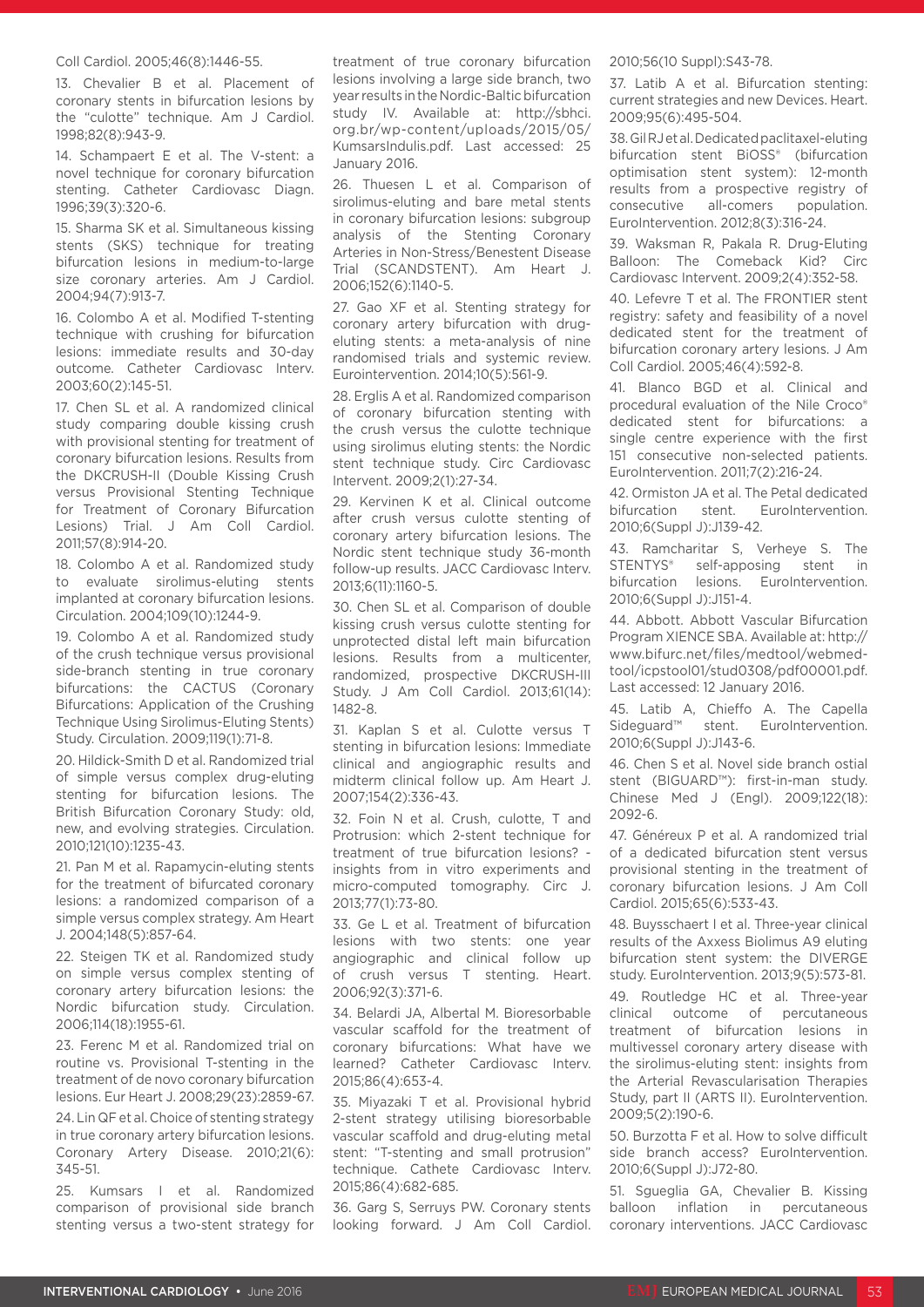Coll Cardiol. 2005;46(8):1446-55.

13. Chevalier B et al. Placement of coronary stents in bifurcation lesions by the "culotte" technique. Am J Cardiol. 1998;82(8):943-9.

14. Schampaert E et al. The V-stent: a novel technique for coronary bifurcation stenting. Catheter Cardiovasc Diagn. 1996;39(3):320-6.

15. Sharma SK et al. Simultaneous kissing stents (SKS) technique for treating bifurcation lesions in medium-to-large size coronary arteries. Am J Cardiol. 2004;94(7):913-7.

16. Colombo A et al. Modified T-stenting technique with crushing for bifurcation lesions: immediate results and 30-day outcome. Catheter Cardiovasc Interv. 2003;60(2):145-51.

17. Chen SL et al. A randomized clinical study comparing double kissing crush with provisional stenting for treatment of coronary bifurcation lesions. Results from the DKCRUSH-II (Double Kissing Crush versus Provisional Stenting Technique for Treatment of Coronary Bifurcation Lesions) Trial. J Am Coll Cardiol. 2011;57(8):914-20.

18. Colombo A et al. Randomized study to evaluate sirolimus-eluting stents implanted at coronary bifurcation lesions. Circulation. 2004;109(10):1244-9.

19. Colombo A et al. Randomized study of the crush technique versus provisional side-branch stenting in true coronary bifurcations: the CACTUS (Coronary Bifurcations: Application of the Crushing Technique Using Sirolimus-Eluting Stents) Study. Circulation. 2009;119(1):71-8.

20. Hildick-Smith D et al. Randomized trial of simple versus complex drug-eluting stenting for bifurcation lesions. The British Bifurcation Coronary Study: old, new, and evolving strategies. Circulation. 2010;121(10):1235-43.

21. Pan M et al. Rapamycin-eluting stents for the treatment of bifurcated coronary lesions: a randomized comparison of a simple versus complex strategy. Am Heart J. 2004;148(5):857-64.

22. Steigen TK et al. Randomized study on simple versus complex stenting of coronary artery bifurcation lesions: the Nordic bifurcation study. Circulation. 2006;114(18):1955-61.

23. Ferenc M et al. Randomized trial on routine vs. Provisional T-stenting in the treatment of de novo coronary bifurcation lesions. Eur Heart J. 2008;29(23):2859-67.

24. Lin QF et al. Choice of stenting strategy in true coronary artery bifurcation lesions. Coronary Artery Disease. 2010;21(6):345-51.

25. Kumsars I et al. Randomized comparison of provisional side branch stenting versus a two-stent strategy for treatment of true coronary bifurcation lesions involving a large side branch, two year results in the Nordic-Baltic bifurcation study IV. Available at: http://sbhci.org.br/wp-content/uploads/2015/05/KumsarsIndulis.pdf. Last accessed: 25 January 2016.

26. Thuesen L et al. Comparison of sirolimus-eluting and bare metal stents in coronary bifurcation lesions: subgroup analysis of the Stenting Coronary Arteries in Non-Stress/Benestent Disease Trial (SCANDSTENT). Am Heart J. 2006;152(6):1140-5.

27. Gao XF et al. Stenting strategy for coronary artery bifurcation with drug-eluting stents: a meta-analysis of nine randomised trials and systemic review. Eurointervention. 2014;10(5):561-9.

28. Erglis A et al. Randomized comparison of coronary bifurcation stenting with the crush versus the culotte technique using sirolimus eluting stents: the Nordic stent technique study. Circ Cardiovasc Intervent. 2009;2(1):27-34.

29. Kervinen K et al. Clinical outcome after crush versus culotte stenting of coronary artery bifurcation lesions. The Nordic stent technique study 36-month follow-up results. JACC Cardiovasc Interv. 2013;6(11):1160-5.

30. Chen SL et al. Comparison of double kissing crush versus culotte stenting for unprotected distal left main bifurcation lesions. Results from a multicenter, randomized, prospective DKCRUSH-III Study. J Am Coll Cardiol. 2013;61(14):1482-8.

31. Kaplan S et al. Culotte versus T stenting in bifurcation lesions: Immediate clinical and angiographic results and midterm clinical follow up. Am Heart J. 2007;154(2):336-43.

32. Foin N et al. Crush, culotte, T and Protrusion: which 2-stent technique for treatment of true bifurcation lesions? - insights from in vitro experiments and micro-computed tomography. Circ J. 2013;77(1):73-80.

33. Ge L et al. Treatment of bifurcation lesions with two stents: one year angiographic and clinical follow up of crush versus T stenting. Heart. 2006;92(3):371-6.

34. Belardi JA, Albertal M. Bioresorbable vascular scaffold for the treatment of coronary bifurcations: What have we learned? Catheter Cardiovasc Interv. 2015;86(4):653-4.

35. Miyazaki T et al. Provisional hybrid 2-stent strategy utilising bioresorbable vascular scaffold and drug-eluting metal stent: "T-stenting and small protrusion" technique. Cathete Cardiovasc Interv. 2015;86(4):682-685.

36. Garg S, Serruys PW. Coronary stents looking forward. J Am Coll Cardiol. 2010;56(10 Suppl):S43-78.

37. Latib A et al. Bifurcation stenting: current strategies and new Devices. Heart. 2009;95(6):495-504.

38. Gil RJ et al. Dedicated paclitaxel-eluting bifurcation stent BiOSS® (bifurcation optimisation stent system): 12-month results from a prospective registry of consecutive all-comers population. EuroIntervention. 2012;8(3):316-24.

39. Waksman R, Pakala R. Drug-Eluting Balloon: The Comeback Kid? Circ Cardiovasc Intervent. 2009;2(4):352-58.

40. Lefevre T et al. The FRONTIER stent registry: safety and feasibility of a novel dedicated stent for the treatment of bifurcation coronary artery lesions. J Am Coll Cardiol. 2005;46(4):592-8.

41. Blanco BGD et al. Clinical and procedural evaluation of the Nile Croco® dedicated stent for bifurcations: a single centre experience with the first 151 consecutive non-selected patients. EuroIntervention. 2011;7(2):216-24.

42. Ormiston JA et al. The Petal dedicated bifurcation stent. EuroIntervention. 2010;6(Suppl J):J139-42.

43. Ramcharitar S, Verheye S. The STENTYS® self-apposing stent in bifurcation lesions. EuroIntervention. 2010;6(Suppl J):J151-4.

44. Abbott. Abbott Vascular Bifurcation Program XIENCE SBA. Available at: http://www.bifurc.net/files/medtool/webmed-tool/icpstool01/stud0308/pdf00001.pdf. Last accessed: 12 January 2016.

45. Latib A, Chieffo A. The Capella Sideguard™ stent. EuroIntervention. 2010;6(Suppl J):J143-6.

46. Chen S et al. Novel side branch ostial stent (BIGUARD™): first-in-man study. Chinese Med J (Engl). 2009;122(18):2092-6.

47. Généreux P et al. A randomized trial of a dedicated bifurcation stent versus provisional stenting in the treatment of coronary bifurcation lesions. J Am Coll Cardiol. 2015;65(6):533-43.

48. Buysschaert I et al. Three-year clinical results of the Axxess Biolimus A9 eluting bifurcation stent system: the DIVERGE study. EuroIntervention. 2013;9(5):573-81.

49. Routledge HC et al. Three-year clinical outcome of percutaneous treatment of bifurcation lesions in multivessel coronary artery disease with the sirolimus-eluting stent: insights from the Arterial Revascularisation Therapies Study, part II (ARTS II). EuroIntervention. 2009;5(2):190-6.

50. Burzotta F et al. How to solve difficult side branch access? EuroIntervention. 2010;6(Suppl J):J72-80.

51. Sgueglia GA, Chevalier B. Kissing balloon inflation in percutaneous coronary interventions. JACC Cardiovasc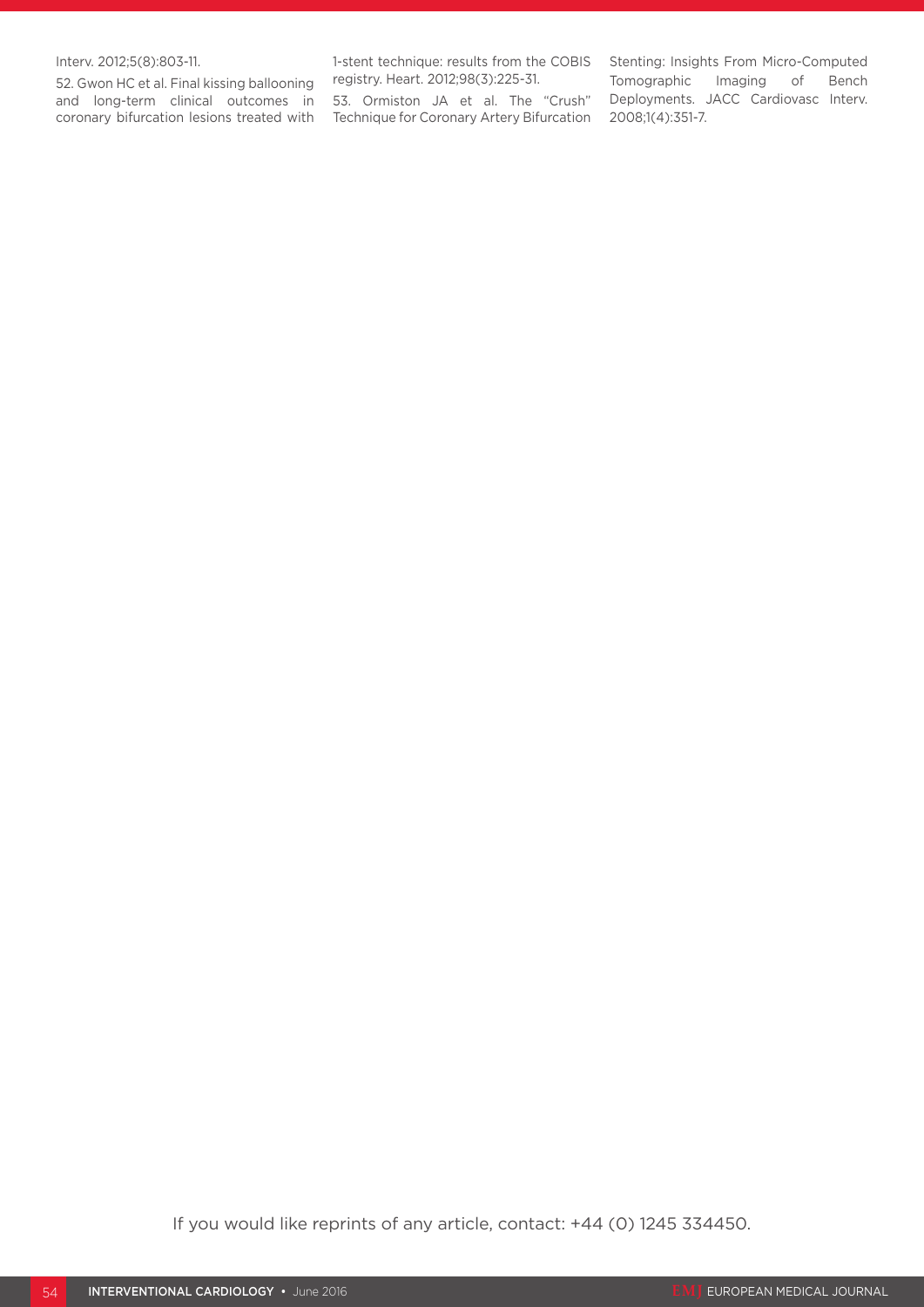Interv. 2012;5(8):803-11.

52. Gwon HC et al. Final kissing ballooning and long-term clinical outcomes in coronary bifurcation lesions treated with 1-stent technique: results from the COBIS registry. Heart. 2012;98(3):225-31.

53. Ormiston JA et al. The "Crush" Technique for Coronary Artery Bifurcation Stenting: Insights From Micro-Computed Tomographic Imaging of Bench Deployments. JACC Cardiovasc Interv. 2008;1(4):351-7.

If you would like reprints of any article, contact: +44 (0) 1245 334450.